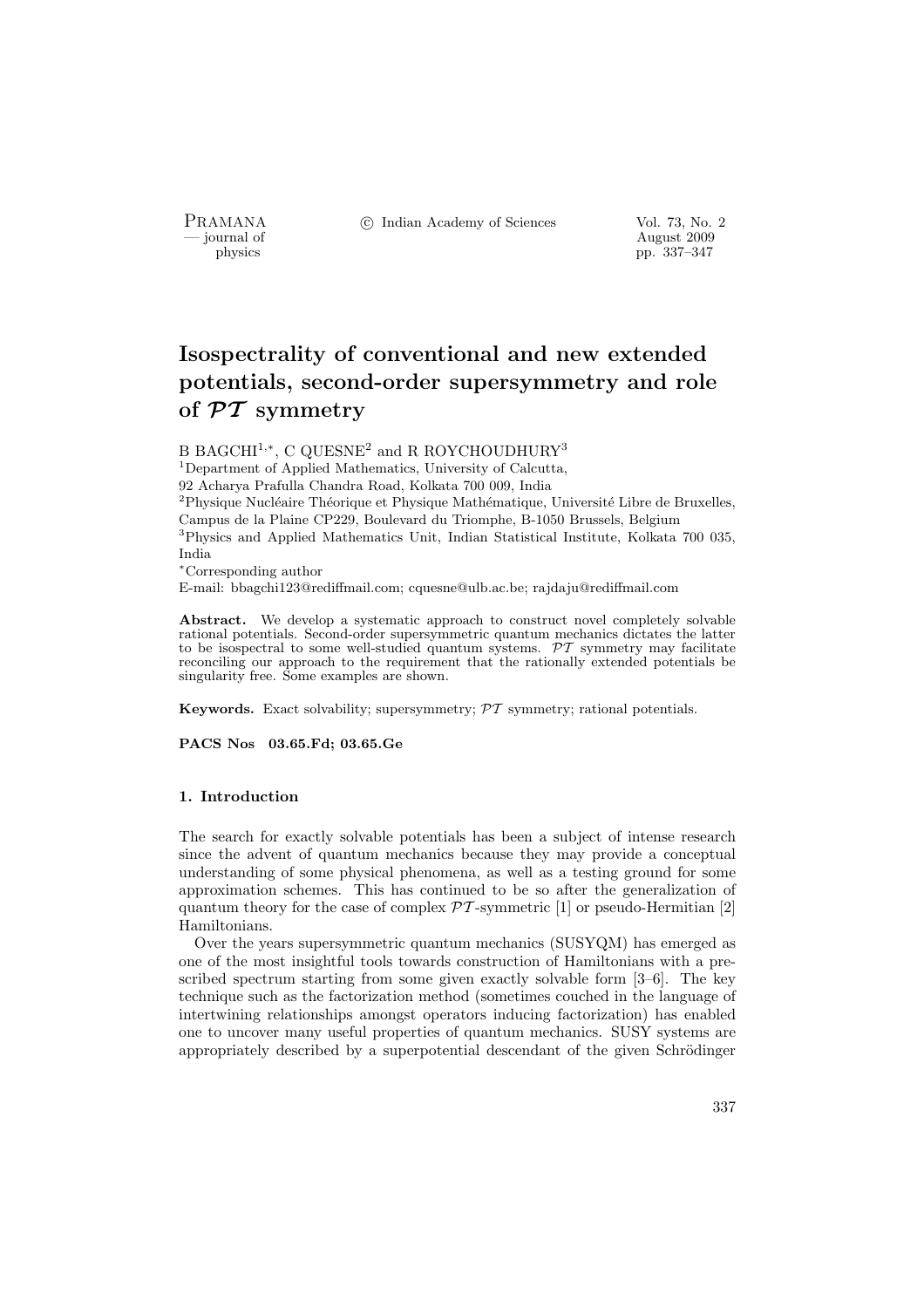# Isospectrality of conventional and new extended potentials, second-order supersymmetry and role of $\mathcal{PT}$ symmetry

B BAGCHI[1,*], C QUESNE[2] and R ROYCHOUDHURY[3]

[1]Department of Applied Mathematics, University of Calcutta, 92 Acharya Prafulla Chandra Road, Kolkata 700 009, India

[2]Physique Nucléaire Théorique et Physique Mathématique, Université Libre de Bruxelles, Campus de la Plaine CP229, Boulevard du Triomphe, B-1050 Brussels, Belgium

[3]Physics and Applied Mathematics Unit, Indian Statistical Institute, Kolkata 700 035, India

[*]Corresponding author

E-mail: bbagchi123@rediffmail.com; cquesne@ulb.ac.be; rajdaju@rediffmail.com

**Abstract.** We develop a systematic approach to construct novel completely solvable rational potentials. Second-order supersymmetric quantum mechanics dictates the latter to be isospectral to some well-studied quantum systems. $\mathcal{PT}$ symmetry may facilitate reconciling our approach to the requirement that the rationally extended potentials be singularity free. Some examples are shown.

**Keywords.** Exact solvability; supersymmetry; $\mathcal{PT}$ symmetry; rational potentials.

**PACS Nos 03.65.Fd; 03.65.Ge**

## 1. Introduction

The search for exactly solvable potentials has been a subject of intense research since the advent of quantum mechanics because they may provide a conceptual understanding of some physical phenomena, as well as a testing ground for some approximation schemes. This has continued to be so after the generalization of quantum theory for the case of complex $\mathcal{PT}$-symmetric [1] or pseudo-Hermitian [2] Hamiltonians.

Over the years supersymmetric quantum mechanics (SUSYQM) has emerged as one of the most insightful tools towards construction of Hamiltonians with a prescribed spectrum starting from some given exactly solvable form [3–6]. The key technique such as the factorization method (sometimes couched in the language of intertwining relationships amongst operators inducing factorization) has enabled one to uncover many useful properties of quantum mechanics. SUSY systems are appropriately described by a superpotential descendant of the given Schrödinger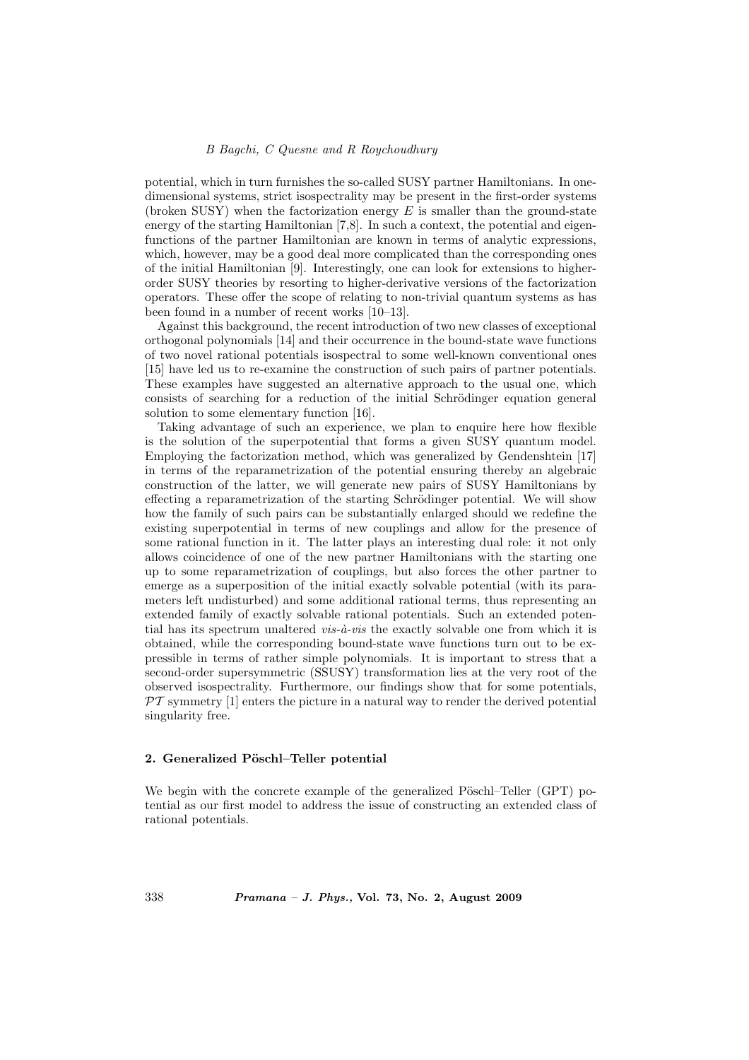potential, which in turn furnishes the so-called SUSY partner Hamiltonians. In one-dimensional systems, strict isospectrality may be present in the first-order systems (broken SUSY) when the factorization energy $E$ is smaller than the ground-state energy of the starting Hamiltonian [7,8]. In such a context, the potential and eigenfunctions of the partner Hamiltonian are known in terms of analytic expressions, which, however, may be a good deal more complicated than the corresponding ones of the initial Hamiltonian [9]. Interestingly, one can look for extensions to higher-order SUSY theories by resorting to higher-derivative versions of the factorization operators. These offer the scope of relating to non-trivial quantum systems as has been found in a number of recent works [10–13].

Against this background, the recent introduction of two new classes of exceptional orthogonal polynomials [14] and their occurrence in the bound-state wave functions of two novel rational potentials isospectral to some well-known conventional ones [15] have led us to re-examine the construction of such pairs of partner potentials. These examples have suggested an alternative approach to the usual one, which consists of searching for a reduction of the initial Schrödinger equation general solution to some elementary function [16].

Taking advantage of such an experience, we plan to enquire here how flexible is the solution of the superpotential that forms a given SUSY quantum model. Employing the factorization method, which was generalized by Gendenshtein [17] in terms of the reparametrization of the potential ensuring thereby an algebraic construction of the latter, we will generate new pairs of SUSY Hamiltonians by effecting a reparametrization of the starting Schrödinger potential. We will show how the family of such pairs can be substantially enlarged should we redefine the existing superpotential in terms of new couplings and allow for the presence of some rational function in it. The latter plays an interesting dual role: it not only allows coincidence of one of the new partner Hamiltonians with the starting one up to some reparametrization of couplings, but also forces the other partner to emerge as a superposition of the initial exactly solvable potential (with its parameters left undisturbed) and some additional rational terms, thus representing an extended family of exactly solvable rational potentials. Such an extended potential has its spectrum unaltered *vis-à-vis* the exactly solvable one from which it is obtained, while the corresponding bound-state wave functions turn out to be expressible in terms of rather simple polynomials. It is important to stress that a second-order supersymmetric (SSUSY) transformation lies at the very root of the observed isospectrality. Furthermore, our findings show that for some potentials, $\mathcal{PT}$ symmetry [1] enters the picture in a natural way to render the derived potential singularity free.

## 2. Generalized Pöschl–Teller potential

We begin with the concrete example of the generalized Pöschl–Teller (GPT) potential as our first model to address the issue of constructing an extended class of rational potentials.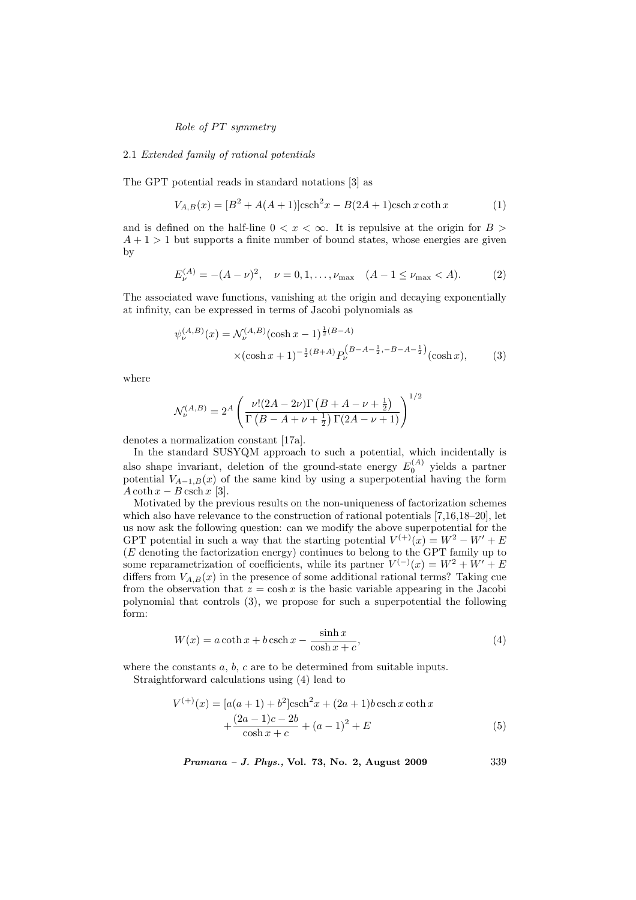### 2.1 *Extended family of rational potentials*

The GPT potential reads in standard notations [3] as

$$V_{A,B}(x) = [B^2 + A(A+1)]\mathrm{csch}^2 x - B(2A+1)\mathrm{csch}\, x \coth x \tag{1}$$

and is defined on the half-line $0 < x < \infty$. It is repulsive at the origin for $B > A + 1 > 1$ but supports a finite number of bound states, whose energies are given by

$$E_\nu^{(A)} = -(A-\nu)^2, \quad \nu = 0, 1, \ldots, \nu_{\max} \quad (A - 1 \le \nu_{\max} < A). \tag{2}$$

The associated wave functions, vanishing at the origin and decaying exponentially at infinity, can be expressed in terms of Jacobi polynomials as

$$\psi_\nu^{(A,B)}(x) = \mathcal{N}_\nu^{(A,B)}(\cosh x - 1)^{\frac{1}{2}(B-A)} \times (\cosh x + 1)^{-\frac{1}{2}(B+A)} P_\nu^{\left(B-A-\frac{1}{2}, -B-A-\frac{1}{2}\right)}(\cosh x), \tag{3}$$

where

$$\mathcal{N}_\nu^{(A,B)} = 2^A \left( \frac{\nu!(2A-2\nu)\Gamma\left(B+A-\nu+\frac{1}{2}\right)}{\Gamma\left(B-A+\nu+\frac{1}{2}\right)\Gamma(2A-\nu+1)} \right)^{1/2}$$

denotes a normalization constant [17a].

In the standard SUSYQM approach to such a potential, which incidentally is also shape invariant, deletion of the ground-state energy $E_0^{(A)}$ yields a partner potential $V_{A-1,B}(x)$ of the same kind by using a superpotential having the form $A \coth x - B\,\mathrm{csch}\, x$ [3].

Motivated by the previous results on the non-uniqueness of factorization schemes which also have relevance to the construction of rational potentials [7,16,18–20], let us now ask the following question: can we modify the above superpotential for the GPT potential in such a way that the starting potential $V^{(+)}(x) = W^2 - W' + E$ ($E$ denoting the factorization energy) continues to belong to the GPT family up to some reparametrization of coefficients, while its partner $V^{(-)}(x) = W^2 + W' + E$ differs from $V_{A,B}(x)$ in the presence of some additional rational terms? Taking cue from the observation that $z = \cosh x$ is the basic variable appearing in the Jacobi polynomial that controls (3), we propose for such a superpotential the following form:

$$W(x) = a \coth x + b\,\mathrm{csch}\, x - \frac{\sinh x}{\cosh x + c}, \tag{4}$$

where the constants $a$, $b$, $c$ are to be determined from suitable inputs.

Straightforward calculations using (4) lead to

$$V^{(+)}(x) = [a(a+1) + b^2]\mathrm{csch}^2 x + (2a+1)b\,\mathrm{csch}\, x \coth x + \frac{(2a-1)c - 2b}{\cosh x + c} + (a-1)^2 + E \tag{5}$$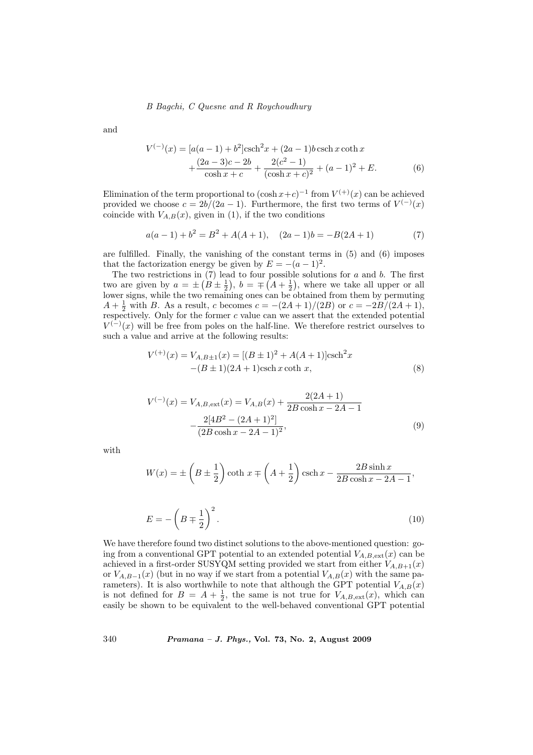and

$$V^{(-)}(x) = [a(a-1)+b^2]\mathrm{csch}^2 x + (2a-1)b\,\mathrm{csch}\,x\coth x + \frac{(2a-3)c-2b}{\cosh x + c} + \frac{2(c^2-1)}{(\cosh x + c)^2} + (a-1)^2 + E. \tag{6}$$

Elimination of the term proportional to $(\cosh x + c)^{-1}$ from $V^{(+)}(x)$ can be achieved provided we choose $c = 2b/(2a-1)$. Furthermore, the first two terms of $V^{(-)}(x)$ coincide with $V_{A,B}(x)$, given in (1), if the two conditions

$$a(a-1)+b^2 = B^2 + A(A+1), \quad (2a-1)b = -B(2A+1) \tag{7}$$

are fulfilled. Finally, the vanishing of the constant terms in (5) and (6) imposes that the factorization energy be given by $E = -(a-1)^2$.

The two restrictions in (7) lead to four possible solutions for $a$ and $b$. The first two are given by $a = \pm\left(B \pm \frac{1}{2}\right)$, $b = \mp\left(A + \frac{1}{2}\right)$, where we take all upper or all lower signs, while the two remaining ones can be obtained from them by permuting $A + \frac{1}{2}$ with $B$. As a result, $c$ becomes $c = -(2A+1)/(2B)$ or $c = -2B/(2A+1)$, respectively. Only for the former $c$ value can we assert that the extended potential $V^{(-)}(x)$ will be free from poles on the half-line. We therefore restrict ourselves to such a value and arrive at the following results:

$$V^{(+)}(x) = V_{A,B\pm1}(x) = [(B\pm1)^2 + A(A+1)]\mathrm{csch}^2 x - (B\pm1)(2A+1)\mathrm{csch}\,x\coth\,x, \tag{8}$$

$$V^{(-)}(x) = V_{A,B,\mathrm{ext}}(x) = V_{A,B}(x) + \frac{2(2A+1)}{2B\cosh x - 2A - 1} - \frac{2[4B^2 - (2A+1)^2]}{(2B\cosh x - 2A - 1)^2}, \tag{9}$$

with

$$W(x) = \pm\left(B \pm \frac{1}{2}\right)\coth\,x \mp \left(A + \frac{1}{2}\right)\mathrm{csch}\,x - \frac{2B\sinh x}{2B\cosh x - 2A - 1},$$

$$E = -\left(B \mp \frac{1}{2}\right)^2. \tag{10}$$

We have therefore found two distinct solutions to the above-mentioned question: going from a conventional GPT potential to an extended potential $V_{A,B,\mathrm{ext}}(x)$ can be achieved in a first-order SUSYQM setting provided we start from either $V_{A,B+1}(x)$ or $V_{A,B-1}(x)$ (but in no way if we start from a potential $V_{A,B}(x)$ with the same parameters). It is also worthwhile to note that although the GPT potential $V_{A,B}(x)$ is not defined for $B = A + \frac{1}{2}$, the same is not true for $V_{A,B,\mathrm{ext}}(x)$, which can easily be shown to be equivalent to the well-behaved conventional GPT potential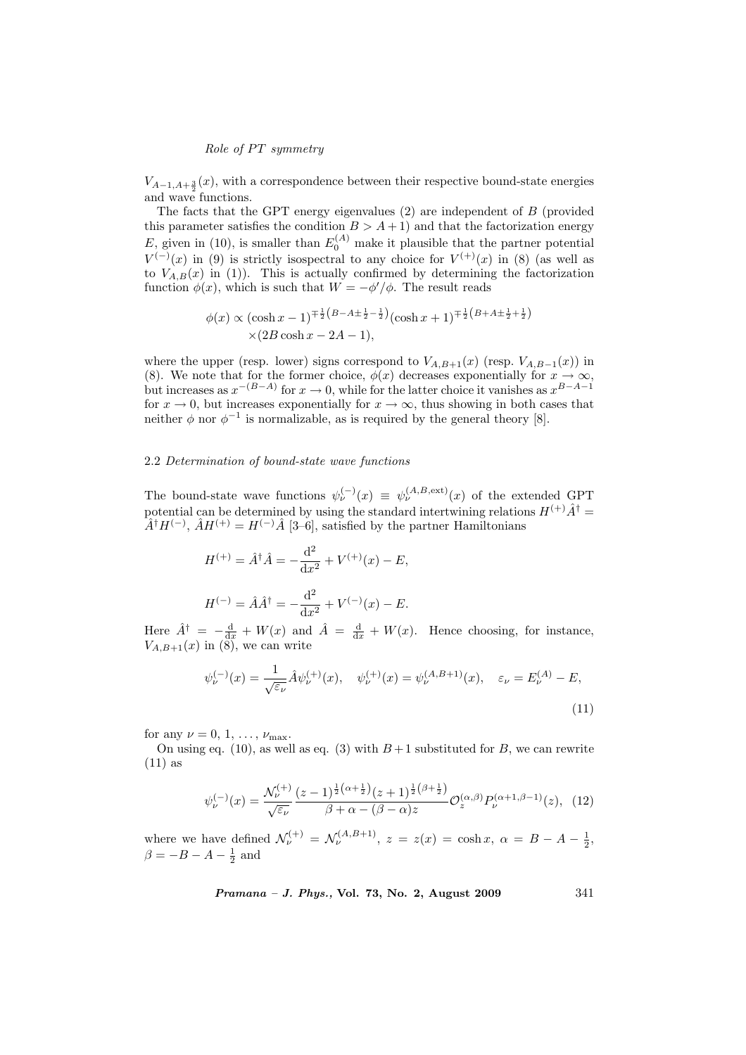$V_{A-1,A+\frac{3}{2}}(x)$, with a correspondence between their respective bound-state energies and wave functions.

The facts that the GPT energy eigenvalues (2) are independent of $B$ (provided this parameter satisfies the condition $B > A+1$) and that the factorization energy $E$, given in (10), is smaller than $E_0^{(A)}$ make it plausible that the partner potential $V^{(-)}(x)$ in (9) is strictly isospectral to any choice for $V^{(+)}(x)$ in (8) (as well as to $V_{A,B}(x)$ in (1)). This is actually confirmed by determining the factorization function $\phi(x)$, which is such that $W = -\phi'/\phi$. The result reads

$$\phi(x) \propto (\cosh x - 1)^{\mp\frac{1}{2}\left(B-A\pm\frac{1}{2}-\frac{1}{2}\right)}(\cosh x + 1)^{\mp\frac{1}{2}\left(B+A\pm\frac{1}{2}+\frac{1}{2}\right)}$$
$$\times(2B\cosh x - 2A - 1),$$

where the upper (resp. lower) signs correspond to $V_{A,B+1}(x)$ (resp. $V_{A,B-1}(x)$) in (8). We note that for the former choice, $\phi(x)$ decreases exponentially for $x \to \infty$, but increases as $x^{-(B-A)}$ for $x \to 0$, while for the latter choice it vanishes as $x^{B-A-1}$ for $x \to 0$, but increases exponentially for $x \to \infty$, thus showing in both cases that neither $\phi$ nor $\phi^{-1}$ is normalizable, as is required by the general theory [8].

### 2.2 *Determination of bound-state wave functions*

The bound-state wave functions $\psi_\nu^{(-)}(x) \equiv \psi_\nu^{(A,B,\mathrm{ext})}(x)$ of the extended GPT potential can be determined by using the standard intertwining relations $H^{(+)}\hat{A}^\dagger = \hat{A}^\dagger H^{(-)}$, $\hat{A}H^{(+)} = H^{(-)}\hat{A}$ [3–6], satisfied by the partner Hamiltonians

$$H^{(+)} = \hat{A}^\dagger\hat{A} = -\frac{\mathrm{d}^2}{\mathrm{d}x^2} + V^{(+)}(x) - E,$$

$$H^{(-)} = \hat{A}\hat{A}^\dagger = -\frac{\mathrm{d}^2}{\mathrm{d}x^2} + V^{(-)}(x) - E.$$

Here $\hat{A}^\dagger = -\frac{\mathrm{d}}{\mathrm{d}x} + W(x)$ and $\hat{A} = \frac{\mathrm{d}}{\mathrm{d}x} + W(x)$. Hence choosing, for instance, $V_{A,B+1}(x)$ in (8), we can write

$$\psi_\nu^{(-)}(x) = \frac{1}{\sqrt{\varepsilon_\nu}}\hat{A}\psi_\nu^{(+)}(x), \quad \psi_\nu^{(+)}(x) = \psi_\nu^{(A,B+1)}(x), \quad \varepsilon_\nu = E_\nu^{(A)} - E, \tag{11}$$

for any $\nu = 0, 1, \ldots, \nu_{\max}$.

On using eq. (10), as well as eq. (3) with $B+1$ substituted for $B$, we can rewrite (11) as

$$\psi_\nu^{(-)}(x) = \frac{\mathcal{N}_\nu^{(+)}}{\sqrt{\varepsilon_\nu}} \frac{(z-1)^{\frac{1}{2}\left(\alpha+\frac{1}{2}\right)}(z+1)^{\frac{1}{2}\left(\beta+\frac{1}{2}\right)}}{\beta+\alpha-(\beta-\alpha)z}\mathcal{O}_z^{(\alpha,\beta)}P_\nu^{(\alpha+1,\beta-1)}(z), \tag{12}$$

where we have defined $\mathcal{N}_\nu^{(+)} = \mathcal{N}_\nu^{(A,B+1)}$, $z = z(x) = \cosh x$, $\alpha = B - A - \frac{1}{2}$, $\beta = -B - A - \frac{1}{2}$ and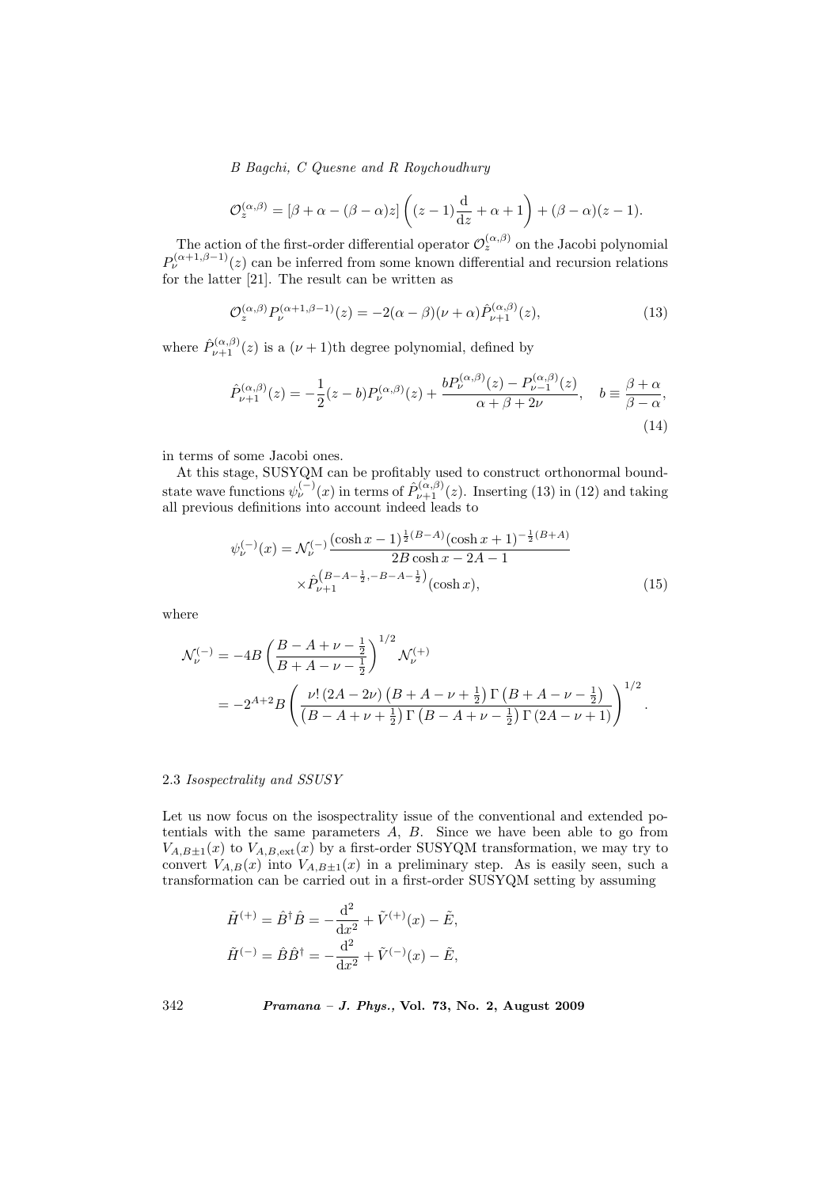$$\mathcal{O}_z^{(\alpha,\beta)} = [\beta + \alpha - (\beta - \alpha)z]\left((z-1)\frac{\mathrm{d}}{\mathrm{d}z} + \alpha + 1\right) + (\beta - \alpha)(z-1).$$

The action of the first-order differential operator $\mathcal{O}_z^{(\alpha,\beta)}$ on the Jacobi polynomial $P_\nu^{(\alpha+1,\beta-1)}(z)$ can be inferred from some known differential and recursion relations for the latter [21]. The result can be written as

$$\mathcal{O}_z^{(\alpha,\beta)} P_\nu^{(\alpha+1,\beta-1)}(z) = -2(\alpha - \beta)(\nu + \alpha)\hat{P}_{\nu+1}^{(\alpha,\beta)}(z), \tag{13}$$

where $\hat{P}_{\nu+1}^{(\alpha,\beta)}(z)$ is a $(\nu+1)$th degree polynomial, defined by

$$\hat{P}_{\nu+1}^{(\alpha,\beta)}(z) = -\frac{1}{2}(z-b)P_\nu^{(\alpha,\beta)}(z) + \frac{bP_\nu^{(\alpha,\beta)}(z) - P_{\nu-1}^{(\alpha,\beta)}(z)}{\alpha + \beta + 2\nu}, \quad b \equiv \frac{\beta + \alpha}{\beta - \alpha}, \tag{14}$$

in terms of some Jacobi ones.

At this stage, SUSYQM can be profitably used to construct orthonormal bound-state wave functions $\psi_\nu^{(-)}(x)$ in terms of $\hat{P}_{\nu+1}^{(\alpha,\beta)}(z)$. Inserting (13) in (12) and taking all previous definitions into account indeed leads to

$$\psi_\nu^{(-)}(x) = \mathcal{N}_\nu^{(-)} \frac{(\cosh x - 1)^{\frac{1}{2}(B-A)}(\cosh x + 1)^{-\frac{1}{2}(B+A)}}{2B\cosh x - 2A - 1} \times \hat{P}_{\nu+1}^{\left(B-A-\frac{1}{2}, -B-A-\frac{1}{2}\right)}(\cosh x), \tag{15}$$

where

$$\mathcal{N}_\nu^{(-)} = -4B\left(\frac{B - A + \nu - \frac{1}{2}}{B + A - \nu - \frac{1}{2}}\right)^{1/2} \mathcal{N}_\nu^{(+)} = -2^{A+2}B\left(\frac{\nu!\,(2A - 2\nu)\left(B + A - \nu + \frac{1}{2}\right)\Gamma\left(B + A - \nu - \frac{1}{2}\right)}{\left(B - A + \nu + \frac{1}{2}\right)\Gamma\left(B - A + \nu - \frac{1}{2}\right)\Gamma\left(2A - \nu + 1\right)}\right)^{1/2}.$$

### 2.3 *Isospectrality and SSUSY*

Let us now focus on the isospectrality issue of the conventional and extended potentials with the same parameters $A$, $B$. Since we have been able to go from $V_{A,B\pm1}(x)$ to $V_{A,B,\mathrm{ext}}(x)$ by a first-order SUSYQM transformation, we may try to convert $V_{A,B}(x)$ into $V_{A,B\pm1}(x)$ in a preliminary step. As is easily seen, such a transformation can be carried out in a first-order SUSYQM setting by assuming

$$\tilde{H}^{(+)} = \hat{B}^\dagger \hat{B} = -\frac{\mathrm{d}^2}{\mathrm{d}x^2} + \tilde{V}^{(+)}(x) - \tilde{E},$$

$$\tilde{H}^{(-)} = \hat{B}\hat{B}^\dagger = -\frac{\mathrm{d}^2}{\mathrm{d}x^2} + \tilde{V}^{(-)}(x) - \tilde{E},$$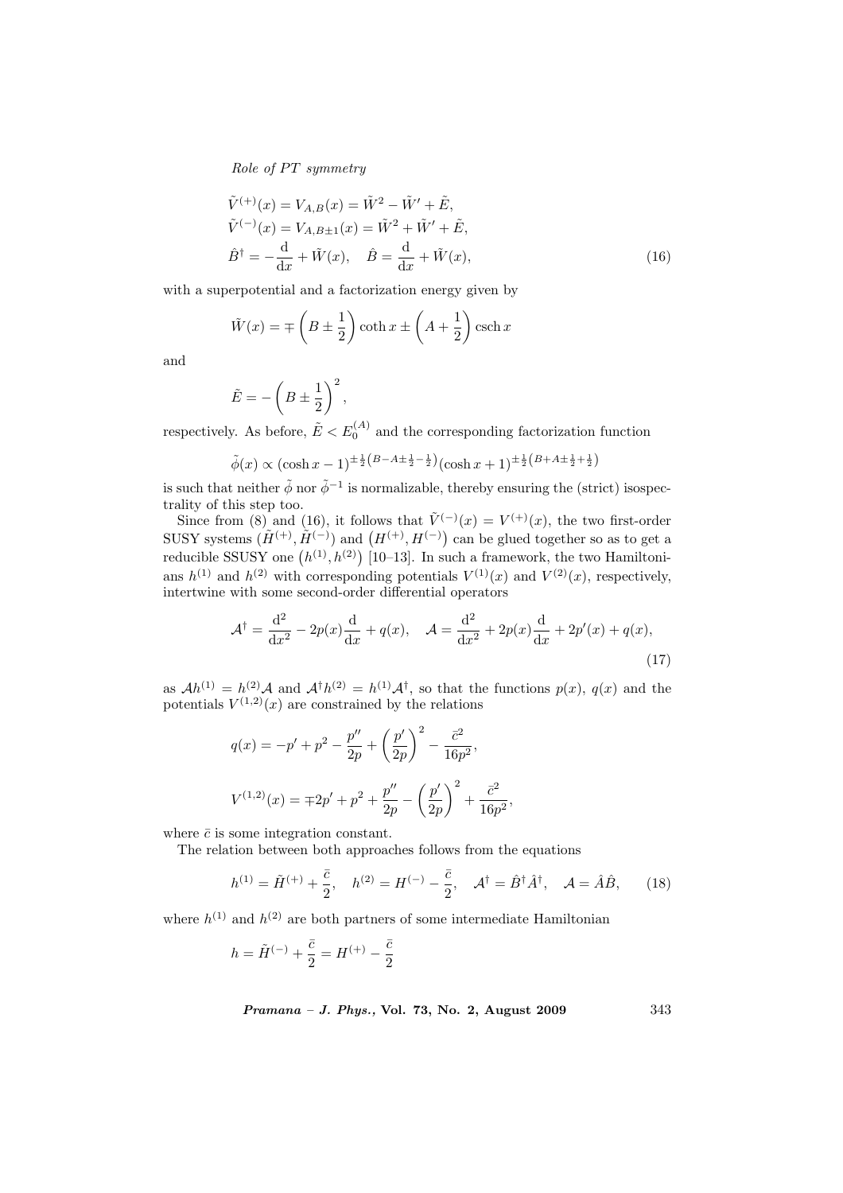$$
\begin{aligned}
&\tilde{V}^{(+)}(x) = V_{A,B}(x) = \tilde{W}^2 - \tilde{W}' + \tilde{E}, \\
&\tilde{V}^{(-)}(x) = V_{A,B\pm 1}(x) = \tilde{W}^2 + \tilde{W}' + \tilde{E}, \\
&\hat{B}^\dagger = -\frac{\mathrm{d}}{\mathrm{d}x} + \tilde{W}(x), \quad \hat{B} = \frac{\mathrm{d}}{\mathrm{d}x} + \tilde{W}(x),
\end{aligned} \tag{16}
$$

with a superpotential and a factorization energy given by

$$
\tilde{W}(x) = \mp \left(B \pm \frac{1}{2}\right) \coth x \pm \left(A + \frac{1}{2}\right) \operatorname{csch} x
$$

and

$$
\tilde{E} = -\left(B \pm \frac{1}{2}\right)^2,
$$

respectively. As before, $\tilde{E} < E_0^{(A)}$ and the corresponding factorization function

$$
\tilde{\phi}(x) \propto (\cosh x - 1)^{\pm\frac{1}{2}\left(B - A \pm \frac{1}{2} - \frac{1}{2}\right)} (\cosh x + 1)^{\pm\frac{1}{2}\left(B + A \pm \frac{1}{2} + \frac{1}{2}\right)}
$$

is such that neither $\tilde{\phi}$ nor $\tilde{\phi}^{-1}$ is normalizable, thereby ensuring the (strict) isospectrality of this step too.

Since from (8) and (16), it follows that $\tilde{V}^{(-)}(x) = V^{(+)}(x)$, the two first-order SUSY systems $(\tilde{H}^{(+)}, \tilde{H}^{(-)})$ and $\left(H^{(+)}, H^{(-)}\right)$ can be glued together so as to get a reducible SSUSY one $\left(h^{(1)}, h^{(2)}\right)$ [10–13]. In such a framework, the two Hamiltonians $h^{(1)}$ and $h^{(2)}$ with corresponding potentials $V^{(1)}(x)$ and $V^{(2)}(x)$, respectively, intertwine with some second-order differential operators

$$
\mathcal{A}^\dagger = \frac{\mathrm{d}^2}{\mathrm{d}x^2} - 2p(x)\frac{\mathrm{d}}{\mathrm{d}x} + q(x), \quad \mathcal{A} = \frac{\mathrm{d}^2}{\mathrm{d}x^2} + 2p(x)\frac{\mathrm{d}}{\mathrm{d}x} + 2p'(x) + q(x), \tag{17}
$$

as $\mathcal{A}h^{(1)} = h^{(2)}\mathcal{A}$ and $\mathcal{A}^\dagger h^{(2)} = h^{(1)}\mathcal{A}^\dagger$, so that the functions $p(x)$, $q(x)$ and the potentials $V^{(1,2)}(x)$ are constrained by the relations

$$
q(x) = -p' + p^2 - \frac{p''}{2p} + \left(\frac{p'}{2p}\right)^2 - \frac{\bar{c}^2}{16p^2},
$$

$$
V^{(1,2)}(x) = \mp 2p' + p^2 + \frac{p''}{2p} - \left(\frac{p'}{2p}\right)^2 + \frac{\bar{c}^2}{16p^2},
$$

where $\bar{c}$ is some integration constant.

The relation between both approaches follows from the equations

$$
h^{(1)} = \tilde{H}^{(+)} + \frac{\bar{c}}{2}, \quad h^{(2)} = H^{(-)} - \frac{\bar{c}}{2}, \quad \mathcal{A}^\dagger = \hat{B}^\dagger \hat{A}^\dagger, \quad \mathcal{A} = \hat{A}\hat{B}, \tag{18}
$$

where $h^{(1)}$ and $h^{(2)}$ are both partners of some intermediate Hamiltonian

$$
h = \tilde{H}^{(-)} + \frac{\bar{c}}{2} = H^{(+)} - \frac{\bar{c}}{2}
$$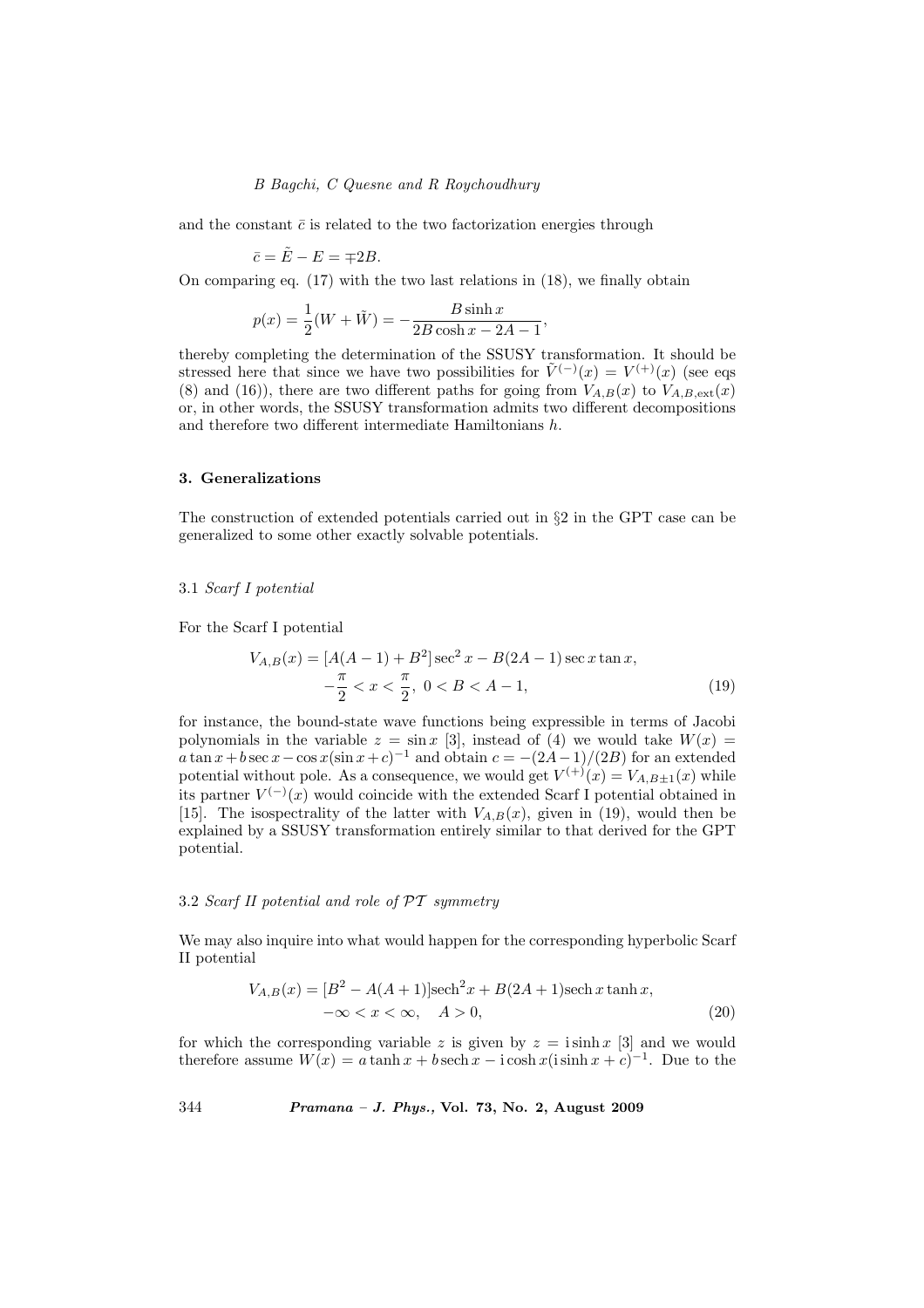and the constant $\bar{c}$ is related to the two factorization energies through

$$\bar{c} = \tilde{E} - E = \mp 2B.$$

On comparing eq. (17) with the two last relations in (18), we finally obtain

$$p(x) = \frac{1}{2}(W + \tilde{W}) = -\frac{B \sinh x}{2B \cosh x - 2A - 1},$$

thereby completing the determination of the SSUSY transformation. It should be stressed here that since we have two possibilities for $\tilde{V}^{(-)}(x) = V^{(+)}(x)$ (see eqs (8) and (16)), there are two different paths for going from $V_{A,B}(x)$ to $V_{A,B,\mathrm{ext}}(x)$ or, in other words, the SSUSY transformation admits two different decompositions and therefore two different intermediate Hamiltonians $h$.

### 3. Generalizations

The construction of extended potentials carried out in §2 in the GPT case can be generalized to some other exactly solvable potentials.

#### 3.1 *Scarf I potential*

For the Scarf I potential

$$V_{A,B}(x) = [A(A-1) + B^2] \sec^2 x - B(2A-1) \sec x \tan x,$$
$$-\frac{\pi}{2} < x < \frac{\pi}{2},\ 0 < B < A - 1, \tag{19}$$

for instance, the bound-state wave functions being expressible in terms of Jacobi polynomials in the variable $z = \sin x$ [3], instead of (4) we would take $W(x) = a \tan x + b \sec x - \cos x (\sin x + c)^{-1}$ and obtain $c = -(2A-1)/(2B)$ for an extended potential without pole. As a consequence, we would get $V^{(+)}(x) = V_{A,B\pm 1}(x)$ while its partner $V^{(-)}(x)$ would coincide with the extended Scarf I potential obtained in [15]. The isospectrality of the latter with $V_{A,B}(x)$, given in (19), would then be explained by a SSUSY transformation entirely similar to that derived for the GPT potential.

#### 3.2 *Scarf II potential and role of $\mathcal{PT}$ symmetry*

We may also inquire into what would happen for the corresponding hyperbolic Scarf II potential

$$V_{A,B}(x) = [B^2 - A(A+1)]\mathrm{sech}^2 x + B(2A+1)\mathrm{sech}\, x \tanh x,$$
$$-\infty < x < \infty, \quad A > 0, \tag{20}$$

for which the corresponding variable $z$ is given by $z = \mathrm{i} \sinh x$ [3] and we would therefore assume $W(x) = a \tanh x + b\, \mathrm{sech}\, x - \mathrm{i} \cosh x (\mathrm{i} \sinh x + c)^{-1}$. Due to the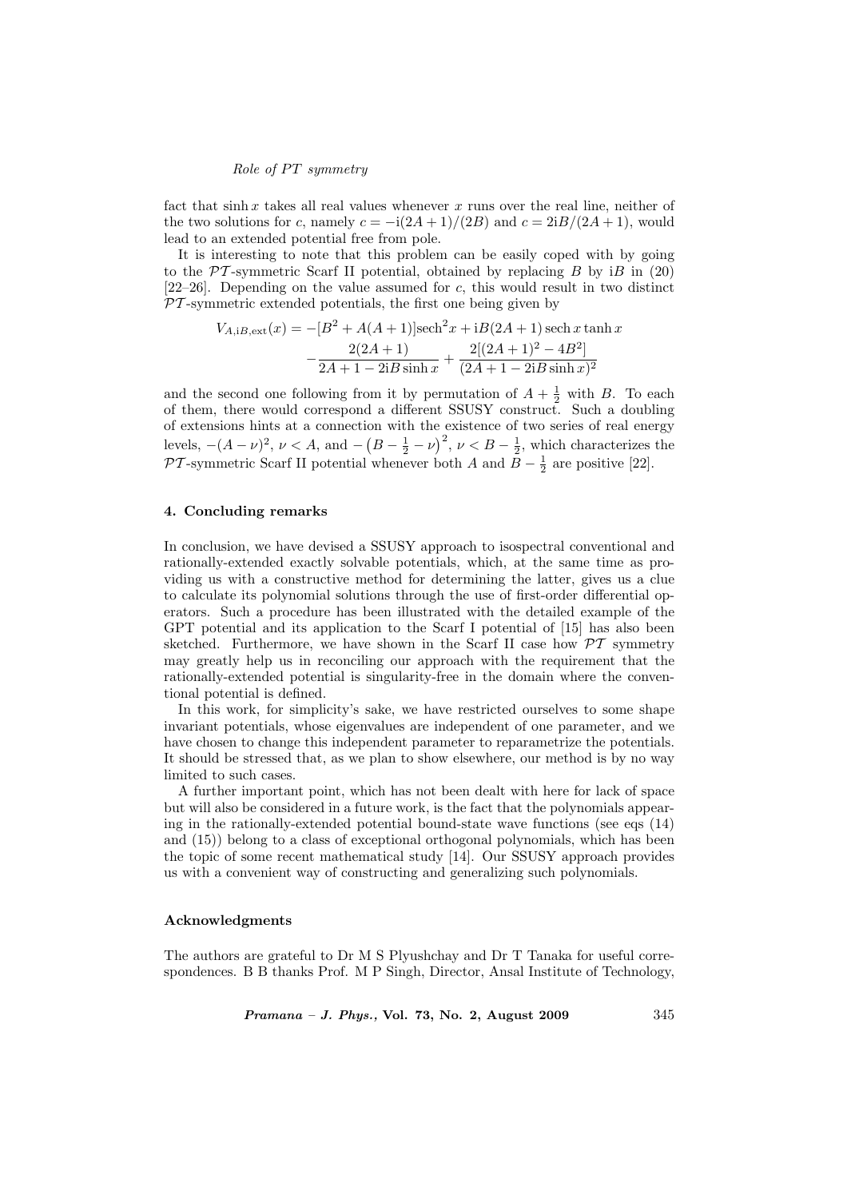fact that $\sinh x$ takes all real values whenever $x$ runs over the real line, neither of the two solutions for $c$, namely $c = -\mathrm{i}(2A+1)/(2B)$ and $c = 2\mathrm{i}B/(2A+1)$, would lead to an extended potential free from pole.

It is interesting to note that this problem can be easily coped with by going to the $\mathcal{PT}$-symmetric Scarf II potential, obtained by replacing $B$ by $\mathrm{i}B$ in (20) [22–26]. Depending on the value assumed for $c$, this would result in two distinct $\mathcal{PT}$-symmetric extended potentials, the first one being given by

$$V_{A,\mathrm{i}B,\mathrm{ext}}(x) = -[B^2 + A(A+1)]\mathrm{sech}^2 x + \mathrm{i}B(2A+1)\,\mathrm{sech}\,x \tanh x$$
$$- \frac{2(2A+1)}{2A+1-2\mathrm{i}B\sinh x} + \frac{2[(2A+1)^2 - 4B^2]}{(2A+1-2\mathrm{i}B\sinh x)^2}$$

and the second one following from it by permutation of $A + \frac{1}{2}$ with $B$. To each of them, there would correspond a different SSUSY construct. Such a doubling of extensions hints at a connection with the existence of two series of real energy levels, $-(A-\nu)^2$, $\nu < A$, and $-\left(B - \frac{1}{2} - \nu\right)^2$, $\nu < B - \frac{1}{2}$, which characterizes the $\mathcal{PT}$-symmetric Scarf II potential whenever both $A$ and $B - \frac{1}{2}$ are positive [22].

## 4. Concluding remarks

In conclusion, we have devised a SSUSY approach to isospectral conventional and rationally-extended exactly solvable potentials, which, at the same time as providing us with a constructive method for determining the latter, gives us a clue to calculate its polynomial solutions through the use of first-order differential operators. Such a procedure has been illustrated with the detailed example of the GPT potential and its application to the Scarf I potential of [15] has also been sketched. Furthermore, we have shown in the Scarf II case how $\mathcal{PT}$ symmetry may greatly help us in reconciling our approach with the requirement that the rationally-extended potential is singularity-free in the domain where the conventional potential is defined.

In this work, for simplicity's sake, we have restricted ourselves to some shape invariant potentials, whose eigenvalues are independent of one parameter, and we have chosen to change this independent parameter to reparametrize the potentials. It should be stressed that, as we plan to show elsewhere, our method is by no way limited to such cases.

A further important point, which has not been dealt with here for lack of space but will also be considered in a future work, is the fact that the polynomials appearing in the rationally-extended potential bound-state wave functions (see eqs (14) and (15)) belong to a class of exceptional orthogonal polynomials, which has been the topic of some recent mathematical study [14]. Our SSUSY approach provides us with a convenient way of constructing and generalizing such polynomials.

## Acknowledgments

The authors are grateful to Dr M S Plyushchay and Dr T Tanaka for useful correspondences. B B thanks Prof. M P Singh, Director, Ansal Institute of Technology,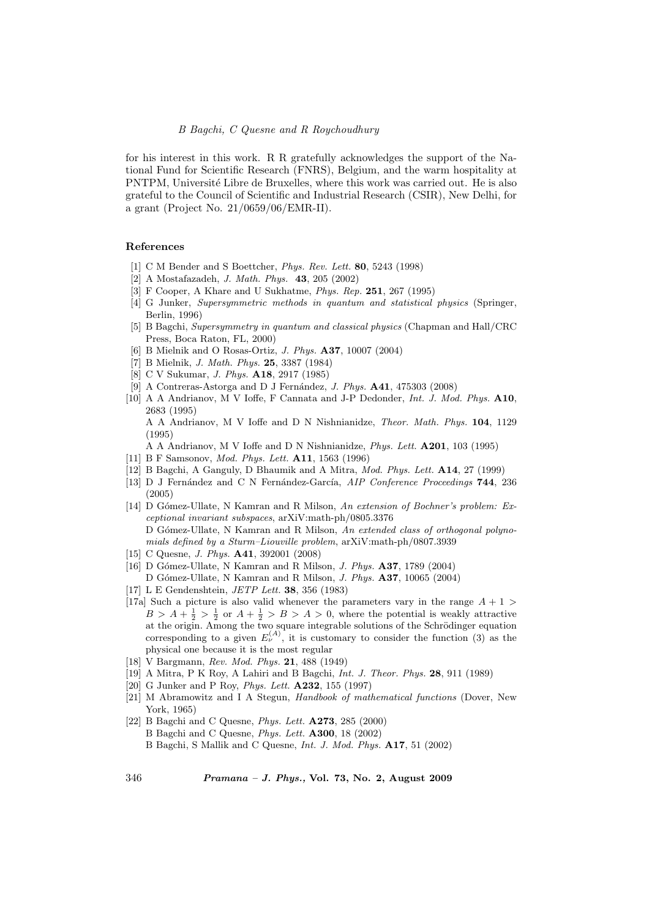for his interest in this work. R R gratefully acknowledges the support of the National Fund for Scientific Research (FNRS), Belgium, and the warm hospitality at PNTPM, Université Libre de Bruxelles, where this work was carried out. He is also grateful to the Council of Scientific and Industrial Research (CSIR), New Delhi, for a grant (Project No. 21/0659/06/EMR-II).

## References

[1] C M Bender and S Boettcher, *Phys. Rev. Lett.* **80**, 5243 (1998)

[2] A Mostafazadeh, *J. Math. Phys.* **43**, 205 (2002)

[3] F Cooper, A Khare and U Sukhatme, *Phys. Rep.* **251**, 267 (1995)

[4] G Junker, *Supersymmetric methods in quantum and statistical physics* (Springer, Berlin, 1996)

[5] B Bagchi, *Supersymmetry in quantum and classical physics* (Chapman and Hall/CRC Press, Boca Raton, FL, 2000)

[6] B Mielnik and O Rosas-Ortiz, *J. Phys.* **A37**, 10007 (2004)

[7] B Mielnik, *J. Math. Phys.* **25**, 3387 (1984)

[8] C V Sukumar, *J. Phys.* **A18**, 2917 (1985)

[9] A Contreras-Astorga and D J Fernández, *J. Phys.* **A41**, 475303 (2008)

[10] A A Andrianov, M V Ioffe, F Cannata and J-P Dedonder, *Int. J. Mod. Phys.* **A10**, 2683 (1995)
A A Andrianov, M V Ioffe and D N Nishnianidze, *Theor. Math. Phys.* **104**, 1129 (1995)
A A Andrianov, M V Ioffe and D N Nishnianidze, *Phys. Lett.* **A201**, 103 (1995)

[11] B F Samsonov, *Mod. Phys. Lett.* **A11**, 1563 (1996)

[12] B Bagchi, A Ganguly, D Bhaumik and A Mitra, *Mod. Phys. Lett.* **A14**, 27 (1999)

[13] D J Fernández and C N Fernández-García, *AIP Conference Proceedings* **744**, 236 (2005)

[14] D Gómez-Ullate, N Kamran and R Milson, *An extension of Bochner's problem: Exceptional invariant subspaces*, arXiV:math-ph/0805.3376
D Gómez-Ullate, N Kamran and R Milson, *An extended class of orthogonal polynomials defined by a Sturm–Liouville problem*, arXiV:math-ph/0807.3939

[15] C Quesne, *J. Phys.* **A41**, 392001 (2008)

[16] D Gómez-Ullate, N Kamran and R Milson, *J. Phys.* **A37**, 1789 (2004)
D Gómez-Ullate, N Kamran and R Milson, *J. Phys.* **A37**, 10065 (2004)

[17] L E Gendenshtein, *JETP Lett.* **38**, 356 (1983)

[17a] Such a picture is also valid whenever the parameters vary in the range $A+1 > B > A+\frac{1}{2} > \frac{1}{2}$ or $A+\frac{1}{2} > B > A > 0$, where the potential is weakly attractive at the origin. Among the two square integrable solutions of the Schrödinger equation corresponding to a given $E_\nu^{(A)}$, it is customary to consider the function (3) as the physical one because it is the most regular

[18] V Bargmann, *Rev. Mod. Phys.* **21**, 488 (1949)

[19] A Mitra, P K Roy, A Lahiri and B Bagchi, *Int. J. Theor. Phys.* **28**, 911 (1989)

[20] G Junker and P Roy, *Phys. Lett.* **A232**, 155 (1997)

[21] M Abramowitz and I A Stegun, *Handbook of mathematical functions* (Dover, New York, 1965)

[22] B Bagchi and C Quesne, *Phys. Lett.* **A273**, 285 (2000)
B Bagchi and C Quesne, *Phys. Lett.* **A300**, 18 (2002)
B Bagchi, S Mallik and C Quesne, *Int. J. Mod. Phys.* **A17**, 51 (2002)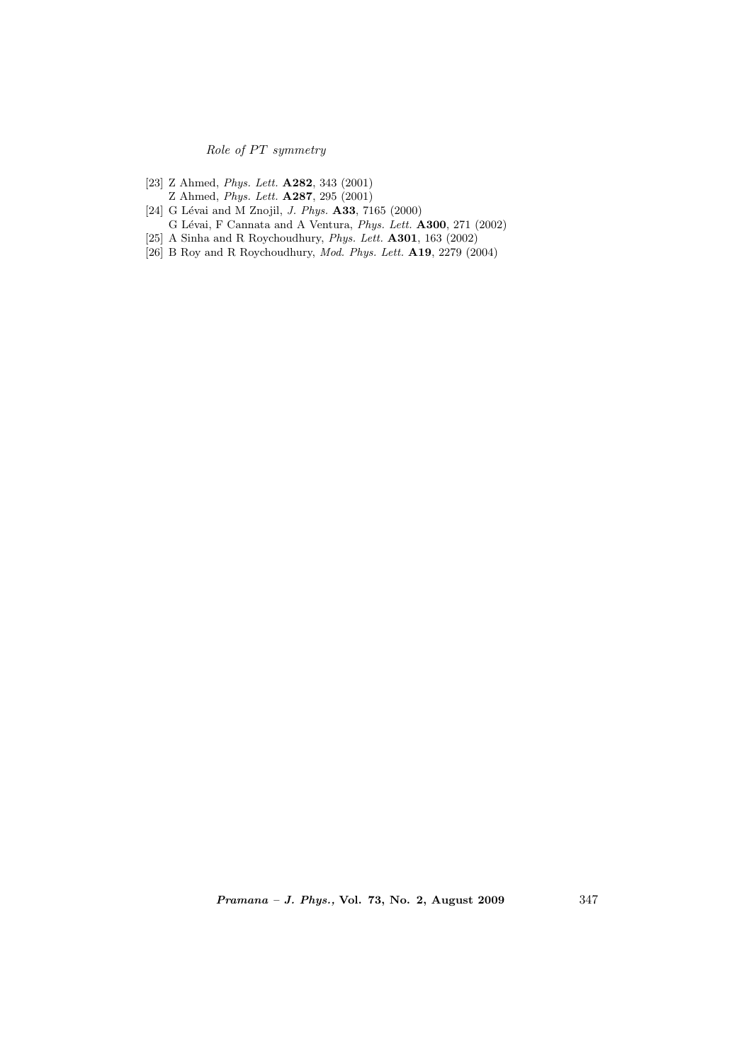[23] Z Ahmed, *Phys. Lett.* **A282**, 343 (2001)
Z Ahmed, *Phys. Lett.* **A287**, 295 (2001)

[24] G Lévai and M Znojil, *J. Phys.* **A33**, 7165 (2000)
G Lévai, F Cannata and A Ventura, *Phys. Lett.* **A300**, 271 (2002)

[25] A Sinha and R Roychoudhury, *Phys. Lett.* **A301**, 163 (2002)

[26] B Roy and R Roychoudhury, *Mod. Phys. Lett.* **A19**, 2279 (2004)